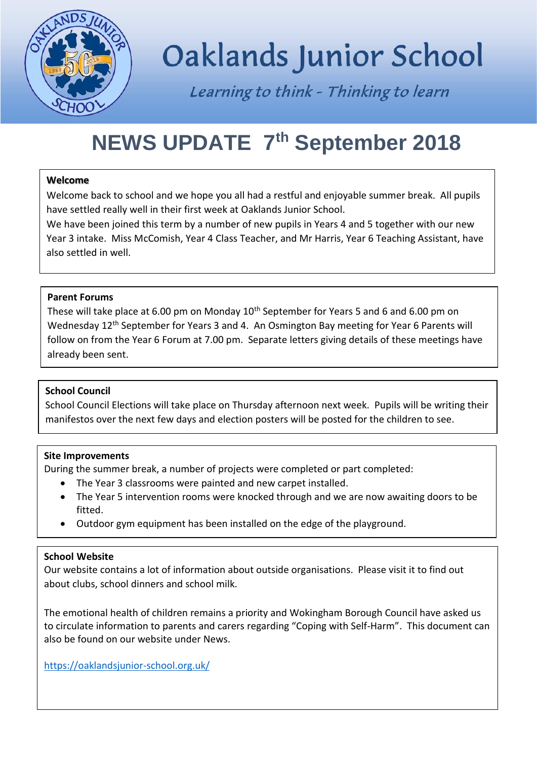# Oaklands Junior School

*Learning to think - Thinking to learn*

## NEWS UPDATE 7th September 2018

**Welcome**

Welcome back to school and we hope you all had a restful and enjoyable summer break. All pupils have settled really well in their first week at Oaklands Junior School.

We have been joined this term by a number of new pupils in Years 4 and 5 together with our new Year 3 intake. Miss McComish, Year 4 Class Teacher, and Mr Harris, Year 6 Teaching Assistant, have also settled in well.

**Parent Forums**

These will take place at 6.00 pm on Monday 10th September for Years 5 and 6 and 6.00 pm on Wednesday 12th September for Years 3 and 4. An Osmington Bay meeting for Year 6 Parents will follow on from the Year 6 Forum at 7.00 pm. Separate letters giving details of these meetings have already been sent.

**School Council**

School Council Elections will take place on Thursday afternoon next week. Pupils will be writing their manifestos over the next few days and election posters will be posted for the children to see.

**Site Improvements**

During the summer break, a number of projects were completed or part completed:

- The Year 3 classrooms were painted and new carpet installed.
- The Year 5 intervention rooms were knocked through and we are now awaiting doors to be fitted.
- Outdoor gym equipment has been installed on the edge of the playground.

**School Website**

Our website contains a lot of information about outside organisations. Please visit it to find out about clubs, school dinners and school milk.

The emotional health of children remains a priority and Wokingham Borough Council have asked us to circulate information to parents and carers regarding "Coping with Self-Harm". This document can also be found on our website under News.

https://oaklandsjunior-school.org.uk/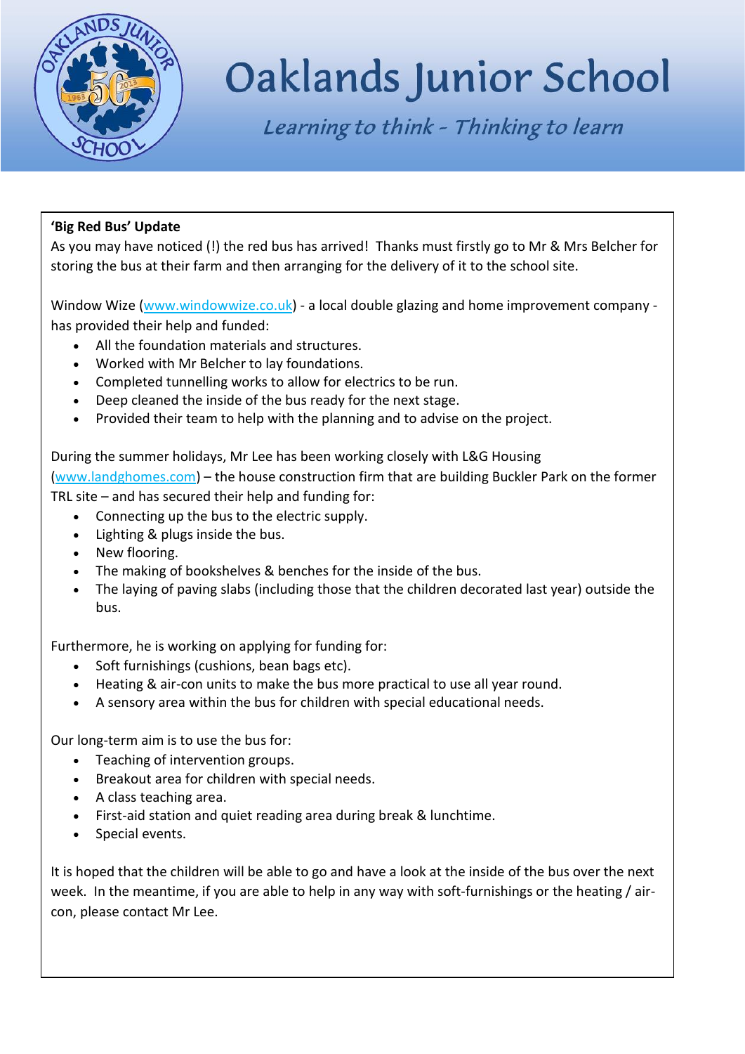# Oaklands Junior School

*Learning to think - Thinking to learn*

**'Big Red Bus' Update**

As you may have noticed (!) the red bus has arrived! Thanks must firstly go to Mr & Mrs Belcher for storing the bus at their farm and then arranging for the delivery of it to the school site.

Window Wize (www.windowwize.co.uk) - a local double glazing and home improvement company - has provided their help and funded:

- All the foundation materials and structures.
- Worked with Mr Belcher to lay foundations.
- Completed tunnelling works to allow for electrics to be run.
- Deep cleaned the inside of the bus ready for the next stage.
- Provided their team to help with the planning and to advise on the project.

During the summer holidays, Mr Lee has been working closely with L&G Housing (www.landghomes.com) – the house construction firm that are building Buckler Park on the former TRL site – and has secured their help and funding for:

- Connecting up the bus to the electric supply.
- Lighting & plugs inside the bus.
- New flooring.
- The making of bookshelves & benches for the inside of the bus.
- The laying of paving slabs (including those that the children decorated last year) outside the bus.

Furthermore, he is working on applying for funding for:

- Soft furnishings (cushions, bean bags etc).
- Heating & air-con units to make the bus more practical to use all year round.
- A sensory area within the bus for children with special educational needs.

Our long-term aim is to use the bus for:

- Teaching of intervention groups.
- Breakout area for children with special needs.
- A class teaching area.
- First-aid station and quiet reading area during break & lunchtime.
- Special events.

It is hoped that the children will be able to go and have a look at the inside of the bus over the next week. In the meantime, if you are able to help in any way with soft-furnishings or the heating / air-con, please contact Mr Lee.